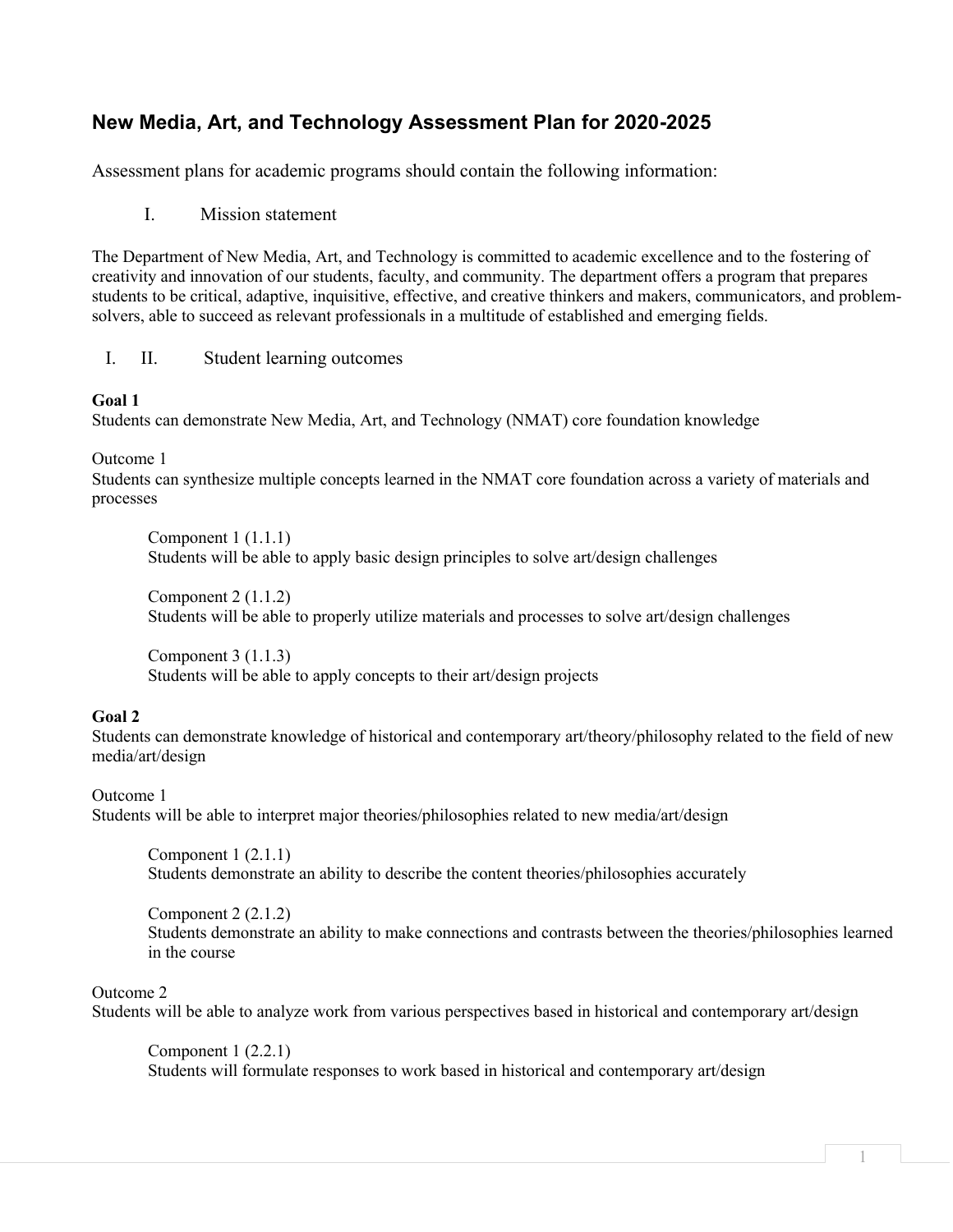# New Media, Art, and Technology Assessment Plan for 2020-2025

Assessment plans for academic programs should contain the following information:

I. Mission statement

The Department of New Media, Art, and Technology is committed to academic excellence and to the fostering of creativity and innovation of our students, faculty, and community. The department offers a program that prepares students to be critical, adaptive, inquisitive, effective, and creative thinkers and makers, communicators, and problem-solvers, able to succeed as relevant professionals in a multitude of established and emerging fields.

I. II. Student learning outcomes

**Goal 1**
Students can demonstrate New Media, Art, and Technology (NMAT) core foundation knowledge

Outcome 1
Students can synthesize multiple concepts learned in the NMAT core foundation across a variety of materials and processes

> Component 1 (1.1.1)
> Students will be able to apply basic design principles to solve art/design challenges
>
> Component 2 (1.1.2)
> Students will be able to properly utilize materials and processes to solve art/design challenges
>
> Component 3 (1.1.3)
> Students will be able to apply concepts to their art/design projects

**Goal 2**
Students can demonstrate knowledge of historical and contemporary art/theory/philosophy related to the field of new media/art/design

Outcome 1
Students will be able to interpret major theories/philosophies related to new media/art/design

> Component 1 (2.1.1)
> Students demonstrate an ability to describe the content theories/philosophies accurately
>
> Component 2 (2.1.2)
> Students demonstrate an ability to make connections and contrasts between the theories/philosophies learned in the course

Outcome 2
Students will be able to analyze work from various perspectives based in historical and contemporary art/design

> Component 1 (2.2.1)
> Students will formulate responses to work based in historical and contemporary art/design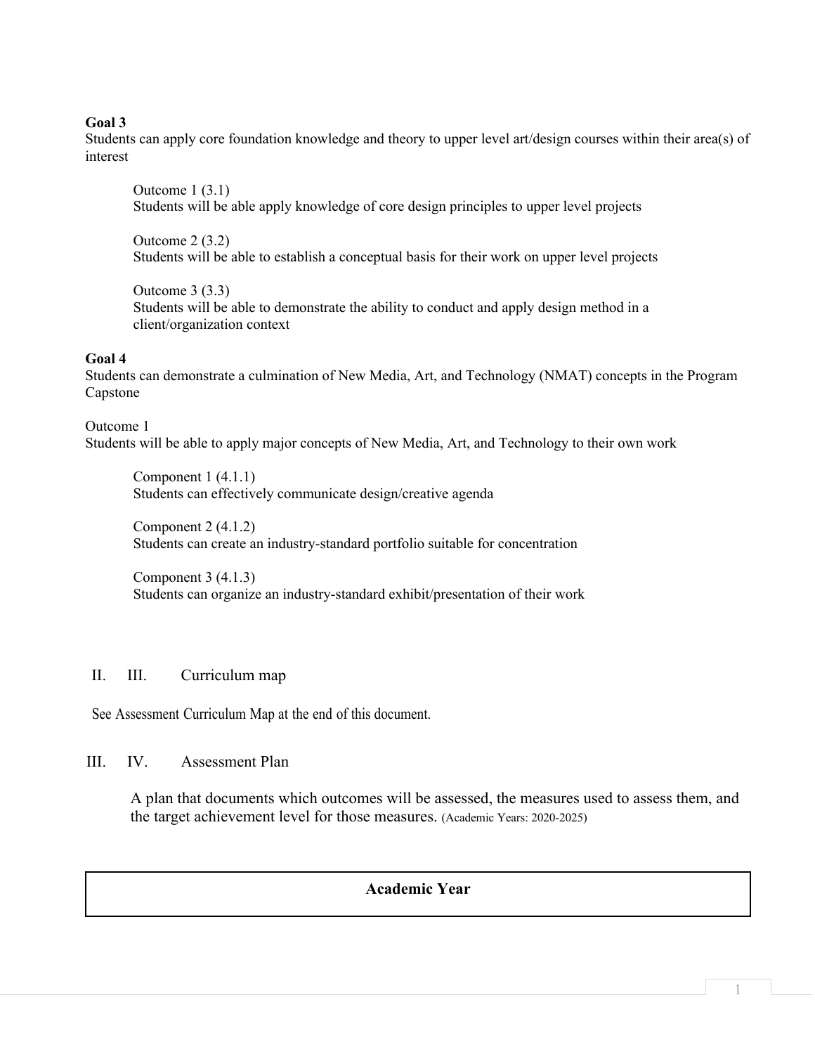**Goal 3**
Students can apply core foundation knowledge and theory to upper level art/design courses within their area(s) of interest

> Outcome 1 (3.1)
> Students will be able apply knowledge of core design principles to upper level projects
>
> Outcome 2 (3.2)
> Students will be able to establish a conceptual basis for their work on upper level projects
>
> Outcome 3 (3.3)
> Students will be able to demonstrate the ability to conduct and apply design method in a client/organization context

**Goal 4**
Students can demonstrate a culmination of New Media, Art, and Technology (NMAT) concepts in the Program Capstone

Outcome 1
Students will be able to apply major concepts of New Media, Art, and Technology to their own work

> Component 1 (4.1.1)
> Students can effectively communicate design/creative agenda
>
> Component 2 (4.1.2)
> Students can create an industry-standard portfolio suitable for concentration
>
> Component 3 (4.1.3)
> Students can organize an industry-standard exhibit/presentation of their work

## II. III. Curriculum map

See Assessment Curriculum Map at the end of this document.

## III. IV. Assessment Plan

A plan that documents which outcomes will be assessed, the measures used to assess them, and the target achievement level for those measures. (Academic Years: 2020-2025)

| **Academic Year** |
| --- |